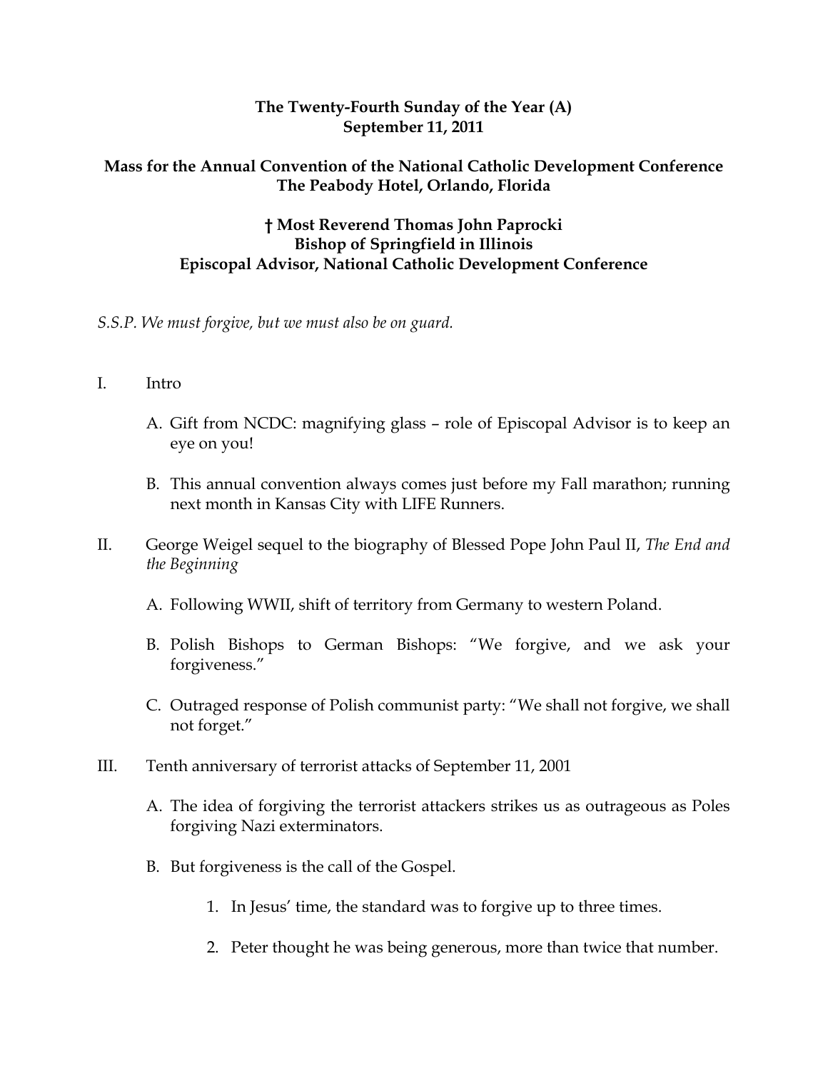**The Twenty-Fourth Sunday of the Year (A)**
**September 11, 2011**

**Mass for the Annual Convention of the National Catholic Development Conference**
**The Peabody Hotel, Orlando, Florida**

**† Most Reverend Thomas John Paprocki**
**Bishop of Springfield in Illinois**
**Episcopal Advisor, National Catholic Development Conference**

*S.S.P. We must forgive, but we must also be on guard.*

I. Intro

   A. Gift from NCDC: magnifying glass – role of Episcopal Advisor is to keep an eye on you!

   B. This annual convention always comes just before my Fall marathon; running next month in Kansas City with LIFE Runners.

II. George Weigel sequel to the biography of Blessed Pope John Paul II, *The End and the Beginning*

   A. Following WWII, shift of territory from Germany to western Poland.

   B. Polish Bishops to German Bishops: "We forgive, and we ask your forgiveness."

   C. Outraged response of Polish communist party: "We shall not forgive, we shall not forget."

III. Tenth anniversary of terrorist attacks of September 11, 2001

   A. The idea of forgiving the terrorist attackers strikes us as outrageous as Poles forgiving Nazi exterminators.

   B. But forgiveness is the call of the Gospel.

      1. In Jesus' time, the standard was to forgive up to three times.

      2. Peter thought he was being generous, more than twice that number.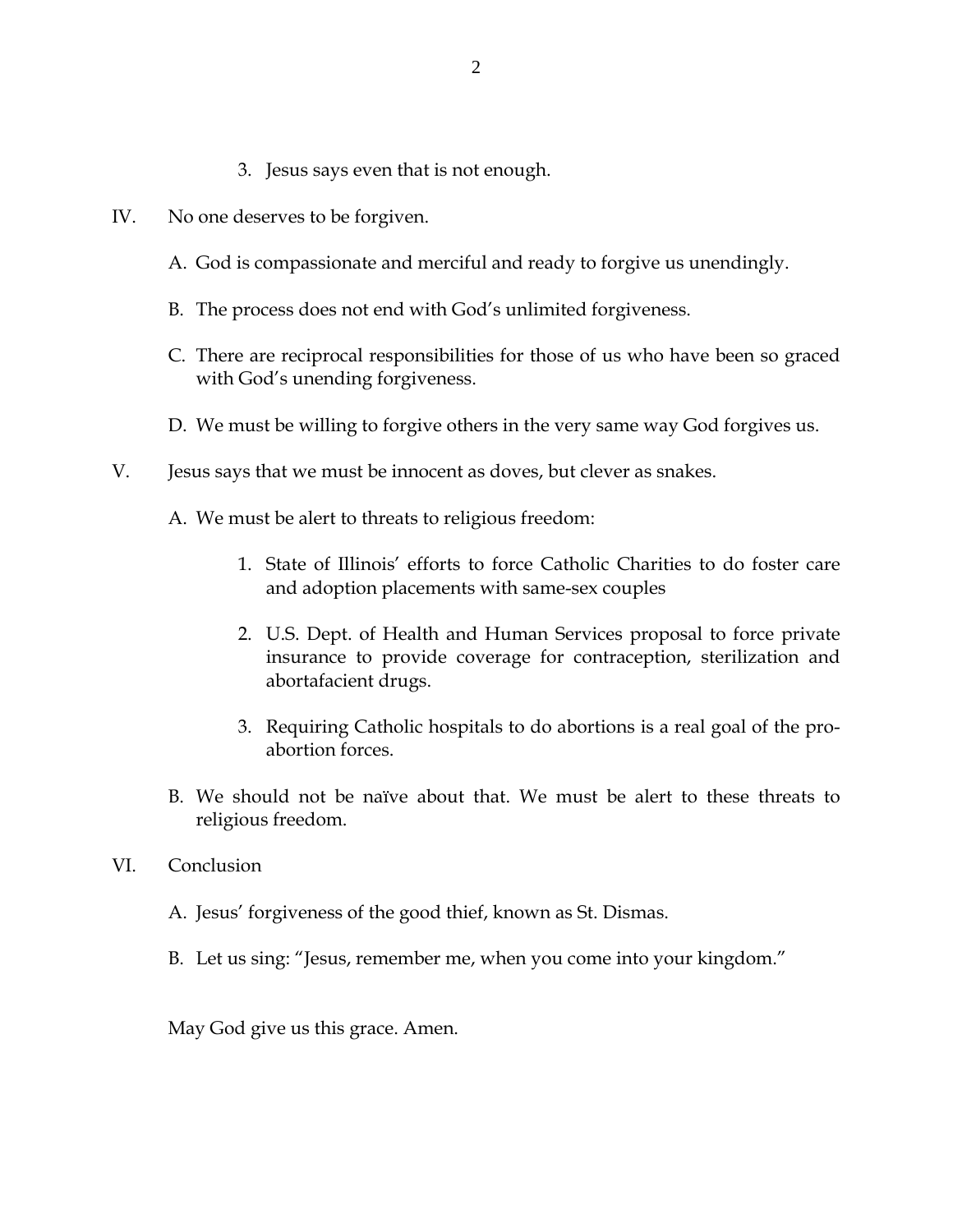3. Jesus says even that is not enough.

IV. No one deserves to be forgiven.

A. God is compassionate and merciful and ready to forgive us unendingly.

B. The process does not end with God's unlimited forgiveness.

C. There are reciprocal responsibilities for those of us who have been so graced with God's unending forgiveness.

D. We must be willing to forgive others in the very same way God forgives us.

V. Jesus says that we must be innocent as doves, but clever as snakes.

A. We must be alert to threats to religious freedom:

1. State of Illinois' efforts to force Catholic Charities to do foster care and adoption placements with same-sex couples

2. U.S. Dept. of Health and Human Services proposal to force private insurance to provide coverage for contraception, sterilization and abortafacient drugs.

3. Requiring Catholic hospitals to do abortions is a real goal of the pro-abortion forces.

B. We should not be naïve about that. We must be alert to these threats to religious freedom.

VI. Conclusion

A. Jesus' forgiveness of the good thief, known as St. Dismas.

B. Let us sing: "Jesus, remember me, when you come into your kingdom."

May God give us this grace. Amen.